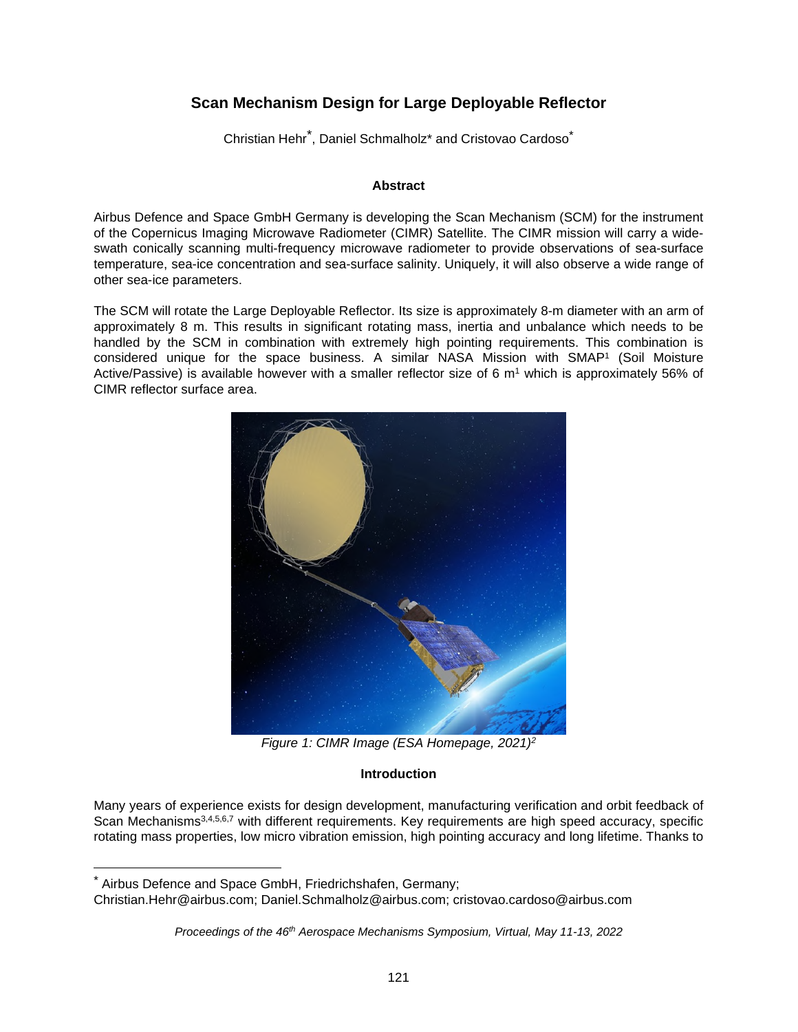# Scan Mechanism Design for Large Deployable Reflector

Christian Hehr*, Daniel Schmalholz* and Cristovao Cardoso*

## Abstract

Airbus Defence and Space GmbH Germany is developing the Scan Mechanism (SCM) for the instrument of the Copernicus Imaging Microwave Radiometer (CIMR) Satellite. The CIMR mission will carry a wide-swath conically scanning multi-frequency microwave radiometer to provide observations of sea-surface temperature, sea-ice concentration and sea-surface salinity. Uniquely, it will also observe a wide range of other sea-ice parameters.

The SCM will rotate the Large Deployable Reflector. Its size is approximately 8-m diameter with an arm of approximately 8 m. This results in significant rotating mass, inertia and unbalance which needs to be handled by the SCM in combination with extremely high pointing requirements. This combination is considered unique for the space business. A similar NASA Mission with SMAP[1] (Soil Moisture Active/Passive) is available however with a smaller reflector size of 6 m[1] which is approximately 56% of CIMR reflector surface area.

*Figure 1: CIMR Image (ESA Homepage, 2021)[2]*

## Introduction

Many years of experience exists for design development, manufacturing verification and orbit feedback of Scan Mechanisms[3,4,5,6,7] with different requirements. Key requirements are high speed accuracy, specific rotating mass properties, low micro vibration emission, high pointing accuracy and long lifetime. Thanks to

---

\* Airbus Defence and Space GmbH, Friedrichshafen, Germany;
Christian.Hehr@airbus.com; Daniel.Schmalholz@airbus.com; cristovao.cardoso@airbus.com

*Proceedings of the 46th Aerospace Mechanisms Symposium, Virtual, May 11-13, 2022*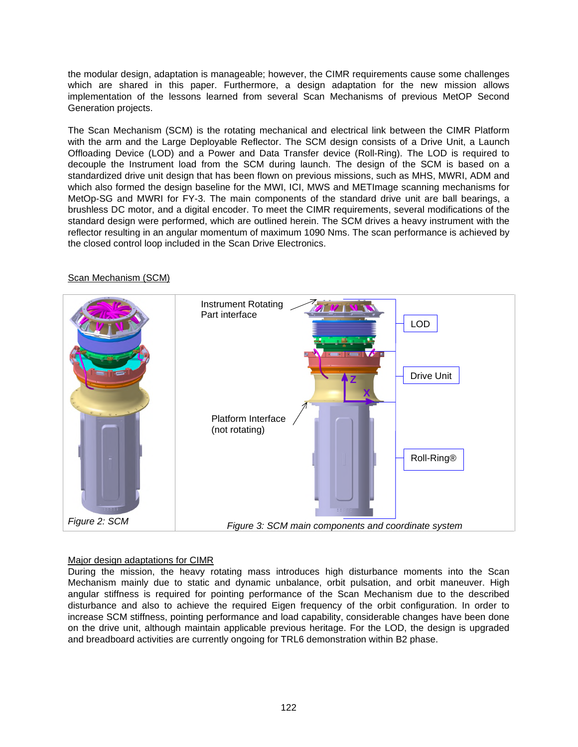the modular design, adaptation is manageable; however, the CIMR requirements cause some challenges which are shared in this paper. Furthermore, a design adaptation for the new mission allows implementation of the lessons learned from several Scan Mechanisms of previous MetOP Second Generation projects.

The Scan Mechanism (SCM) is the rotating mechanical and electrical link between the CIMR Platform with the arm and the Large Deployable Reflector. The SCM design consists of a Drive Unit, a Launch Offloading Device (LOD) and a Power and Data Transfer device (Roll-Ring). The LOD is required to decouple the Instrument load from the SCM during launch. The design of the SCM is based on a standardized drive unit design that has been flown on previous missions, such as MHS, MWRI, ADM and which also formed the design baseline for the MWI, ICI, MWS and METImage scanning mechanisms for MetOp-SG and MWRI for FY-3. The main components of the standard drive unit are ball bearings, a brushless DC motor, and a digital encoder. To meet the CIMR requirements, several modifications of the standard design were performed, which are outlined herein. The SCM drives a heavy instrument with the reflector resulting in an angular momentum of maximum 1090 Nms. The scan performance is achieved by the closed control loop included in the Scan Drive Electronics.

## Scan Mechanism (SCM)

Instrument Rotating Part interface

LOD

Drive Unit

Platform Interface (not rotating)

Roll-Ring®

*Figure 2: SCM*

*Figure 3: SCM main components and coordinate system*

## Major design adaptations for CIMR

During the mission, the heavy rotating mass introduces high disturbance moments into the Scan Mechanism mainly due to static and dynamic unbalance, orbit pulsation, and orbit maneuver. High angular stiffness is required for pointing performance of the Scan Mechanism due to the described disturbance and also to achieve the required Eigen frequency of the orbit configuration. In order to increase SCM stiffness, pointing performance and load capability, considerable changes have been done on the drive unit, although maintain applicable previous heritage. For the LOD, the design is upgraded and breadboard activities are currently ongoing for TRL6 demonstration within B2 phase.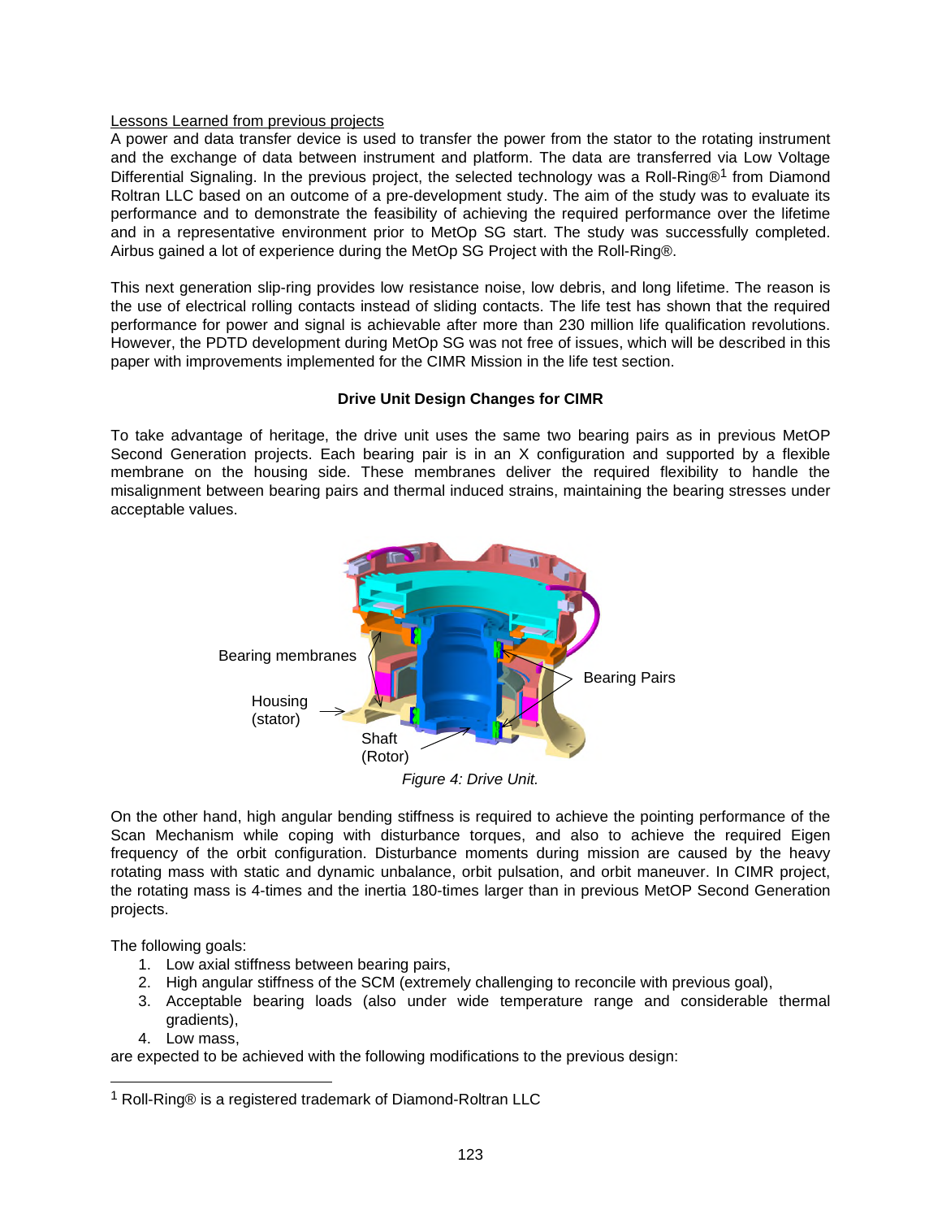Lessons Learned from previous projects

A power and data transfer device is used to transfer the power from the stator to the rotating instrument and the exchange of data between instrument and platform. The data are transferred via Low Voltage Differential Signaling. In the previous project, the selected technology was a Roll-Ring®[1] from Diamond Roltran LLC based on an outcome of a pre-development study. The aim of the study was to evaluate its performance and to demonstrate the feasibility of achieving the required performance over the lifetime and in a representative environment prior to MetOp SG start. The study was successfully completed. Airbus gained a lot of experience during the MetOp SG Project with the Roll-Ring®.

This next generation slip-ring provides low resistance noise, low debris, and long lifetime. The reason is the use of electrical rolling contacts instead of sliding contacts. The life test has shown that the required performance for power and signal is achievable after more than 230 million life qualification revolutions. However, the PDTD development during MetOp SG was not free of issues, which will be described in this paper with improvements implemented for the CIMR Mission in the life test section.

## Drive Unit Design Changes for CIMR

To take advantage of heritage, the drive unit uses the same two bearing pairs as in previous MetOP Second Generation projects. Each bearing pair is in an X configuration and supported by a flexible membrane on the housing side. These membranes deliver the required flexibility to handle the misalignment between bearing pairs and thermal induced strains, maintaining the bearing stresses under acceptable values.

*Figure 4: Drive Unit.*

On the other hand, high angular bending stiffness is required to achieve the pointing performance of the Scan Mechanism while coping with disturbance torques, and also to achieve the required Eigen frequency of the orbit configuration. Disturbance moments during mission are caused by the heavy rotating mass with static and dynamic unbalance, orbit pulsation, and orbit maneuver. In CIMR project, the rotating mass is 4-times and the inertia 180-times larger than in previous MetOP Second Generation projects.

The following goals:

1. Low axial stiffness between bearing pairs,
2. High angular stiffness of the SCM (extremely challenging to reconcile with previous goal),
3. Acceptable bearing loads (also under wide temperature range and considerable thermal gradients),
4. Low mass,

are expected to be achieved with the following modifications to the previous design:

---

[1] Roll-Ring® is a registered trademark of Diamond-Roltran LLC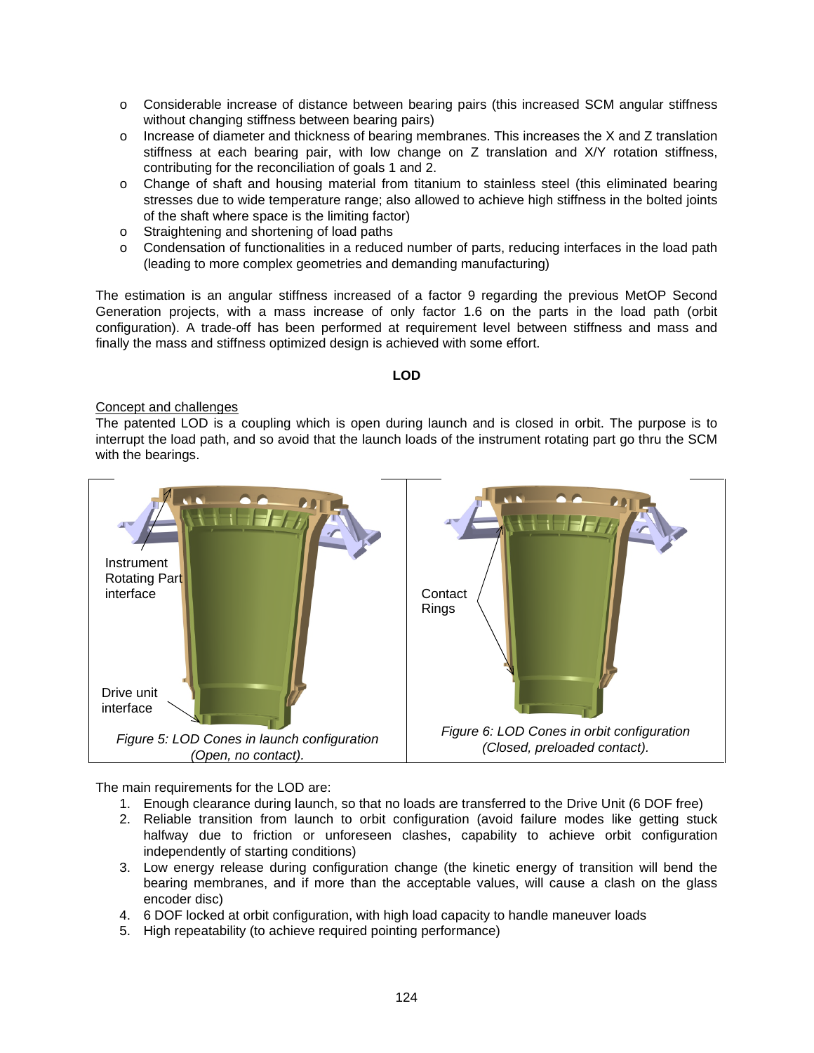- Considerable increase of distance between bearing pairs (this increased SCM angular stiffness without changing stiffness between bearing pairs)
- Increase of diameter and thickness of bearing membranes. This increases the X and Z translation stiffness at each bearing pair, with low change on Z translation and X/Y rotation stiffness, contributing for the reconciliation of goals 1 and 2.
- Change of shaft and housing material from titanium to stainless steel (this eliminated bearing stresses due to wide temperature range; also allowed to achieve high stiffness in the bolted joints of the shaft where space is the limiting factor)
- Straightening and shortening of load paths
- Condensation of functionalities in a reduced number of parts, reducing interfaces in the load path (leading to more complex geometries and demanding manufacturing)

The estimation is an angular stiffness increased of a factor 9 regarding the previous MetOP Second Generation projects, with a mass increase of only factor 1.6 on the parts in the load path (orbit configuration). A trade-off has been performed at requirement level between stiffness and mass and finally the mass and stiffness optimized design is achieved with some effort.

**LOD**

Concept and challenges

The patented LOD is a coupling which is open during launch and is closed in orbit. The purpose is to interrupt the load path, and so avoid that the launch loads of the instrument rotating part go thru the SCM with the bearings.

Instrument Rotating Part interface

Drive unit interface

*Figure 5: LOD Cones in launch configuration (Open, no contact).*

Contact Rings

*Figure 6: LOD Cones in orbit configuration (Closed, preloaded contact).*

The main requirements for the LOD are:

1. Enough clearance during launch, so that no loads are transferred to the Drive Unit (6 DOF free)
2. Reliable transition from launch to orbit configuration (avoid failure modes like getting stuck halfway due to friction or unforeseen clashes, capability to achieve orbit configuration independently of starting conditions)
3. Low energy release during configuration change (the kinetic energy of transition will bend the bearing membranes, and if more than the acceptable values, will cause a clash on the glass encoder disc)
4. 6 DOF locked at orbit configuration, with high load capacity to handle maneuver loads
5. High repeatability (to achieve required pointing performance)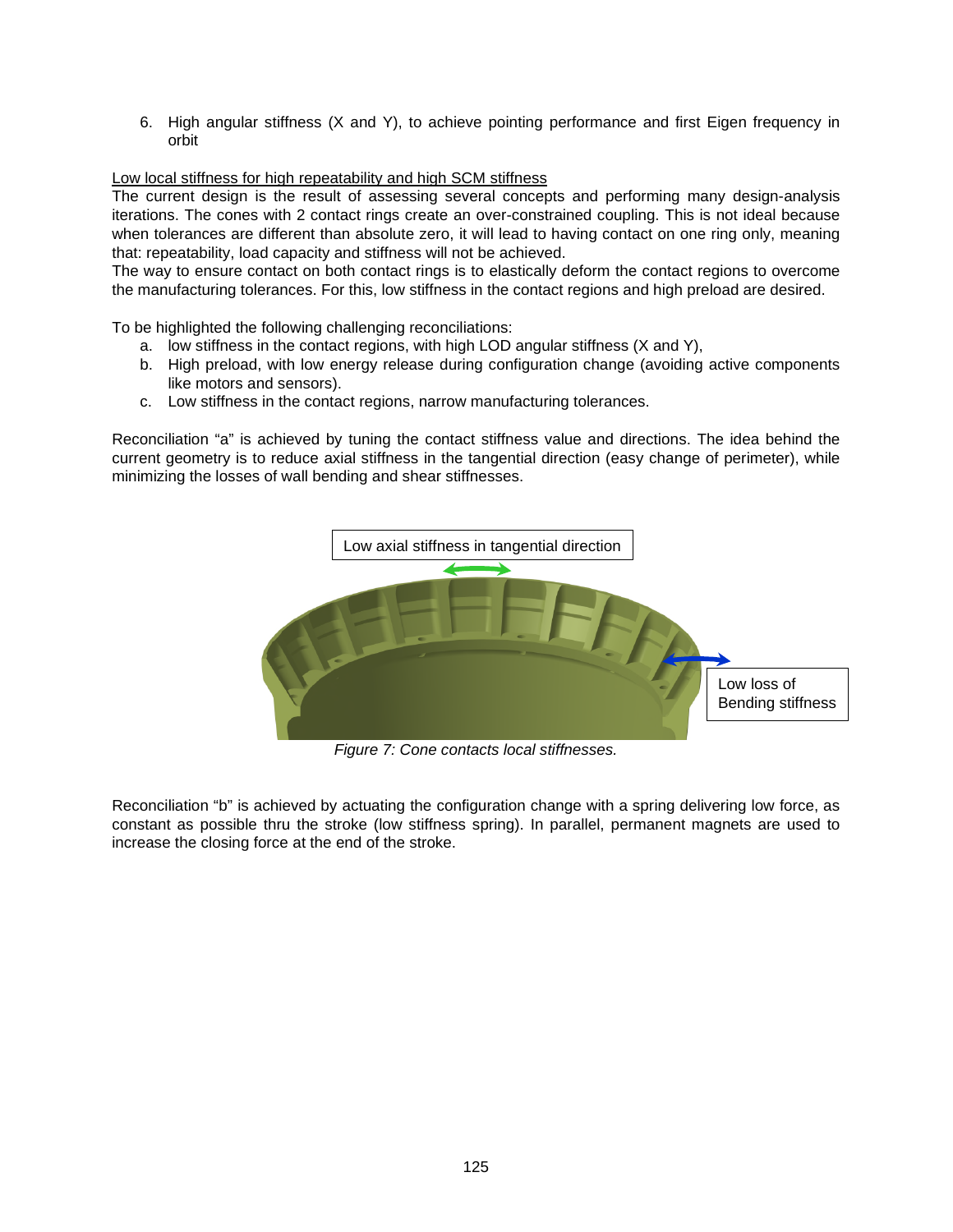6. High angular stiffness (X and Y), to achieve pointing performance and first Eigen frequency in orbit

<u>Low local stiffness for high repeatability and high SCM stiffness</u>

The current design is the result of assessing several concepts and performing many design-analysis iterations. The cones with 2 contact rings create an over-constrained coupling. This is not ideal because when tolerances are different than absolute zero, it will lead to having contact on one ring only, meaning that: repeatability, load capacity and stiffness will not be achieved.

The way to ensure contact on both contact rings is to elastically deform the contact regions to overcome the manufacturing tolerances. For this, low stiffness in the contact regions and high preload are desired.

To be highlighted the following challenging reconciliations:

a. low stiffness in the contact regions, with high LOD angular stiffness (X and Y),
b. High preload, with low energy release during configuration change (avoiding active components like motors and sensors).
c. Low stiffness in the contact regions, narrow manufacturing tolerances.

Reconciliation "a" is achieved by tuning the contact stiffness value and directions. The idea behind the current geometry is to reduce axial stiffness in the tangential direction (easy change of perimeter), while minimizing the losses of wall bending and shear stiffnesses.

Low axial stiffness in tangential direction

Low loss of Bending stiffness

*Figure 7: Cone contacts local stiffnesses.*

Reconciliation "b" is achieved by actuating the configuration change with a spring delivering low force, as constant as possible thru the stroke (low stiffness spring). In parallel, permanent magnets are used to increase the closing force at the end of the stroke.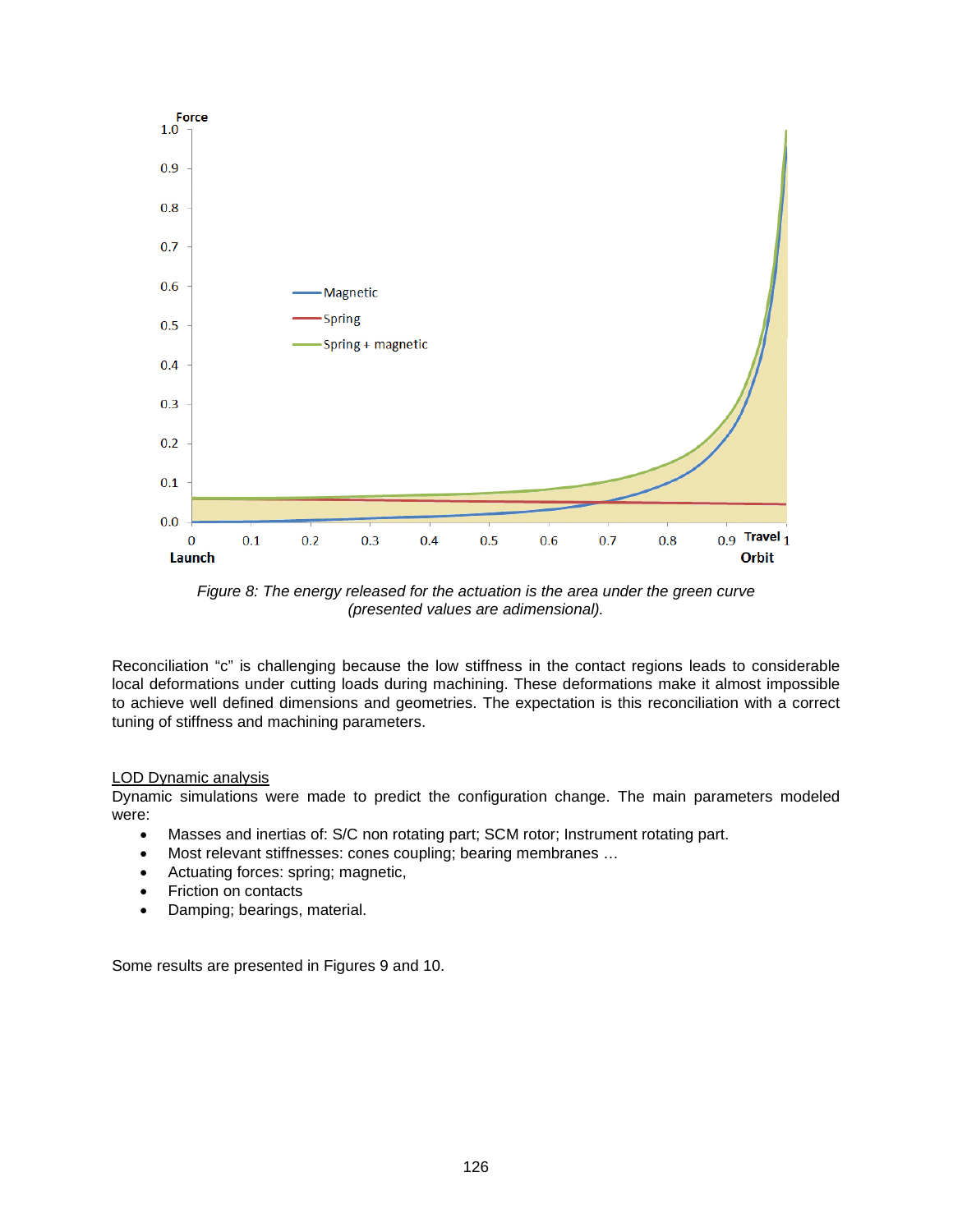*Figure 8: The energy released for the actuation is the area under the green curve (presented values are adimensional).*

Reconciliation "c" is challenging because the low stiffness in the contact regions leads to considerable local deformations under cutting loads during machining. These deformations make it almost impossible to achieve well defined dimensions and geometries. The expectation is this reconciliation with a correct tuning of stiffness and machining parameters.

<u>LOD Dynamic analysis</u>

Dynamic simulations were made to predict the configuration change. The main parameters modeled were:

- Masses and inertias of: S/C non rotating part; SCM rotor; Instrument rotating part.
- Most relevant stiffnesses: cones coupling; bearing membranes …
- Actuating forces: spring; magnetic,
- Friction on contacts
- Damping; bearings, material.

Some results are presented in Figures 9 and 10.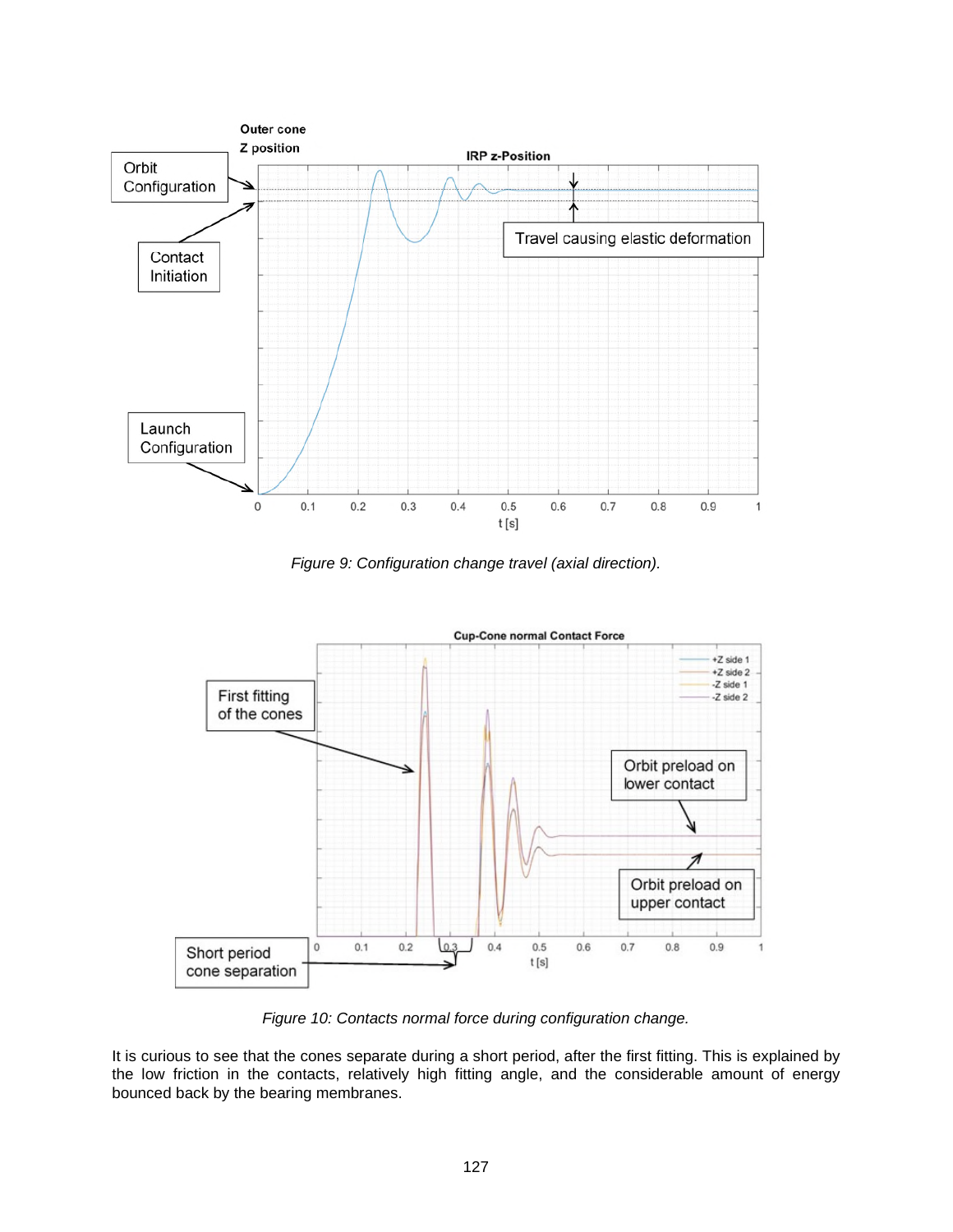Figure 9: Configuration change travel (axial direction).

Figure 10: Contacts normal force during configuration change.

It is curious to see that the cones separate during a short period, after the first fitting. This is explained by the low friction in the contacts, relatively high fitting angle, and the considerable amount of energy bounced back by the bearing membranes.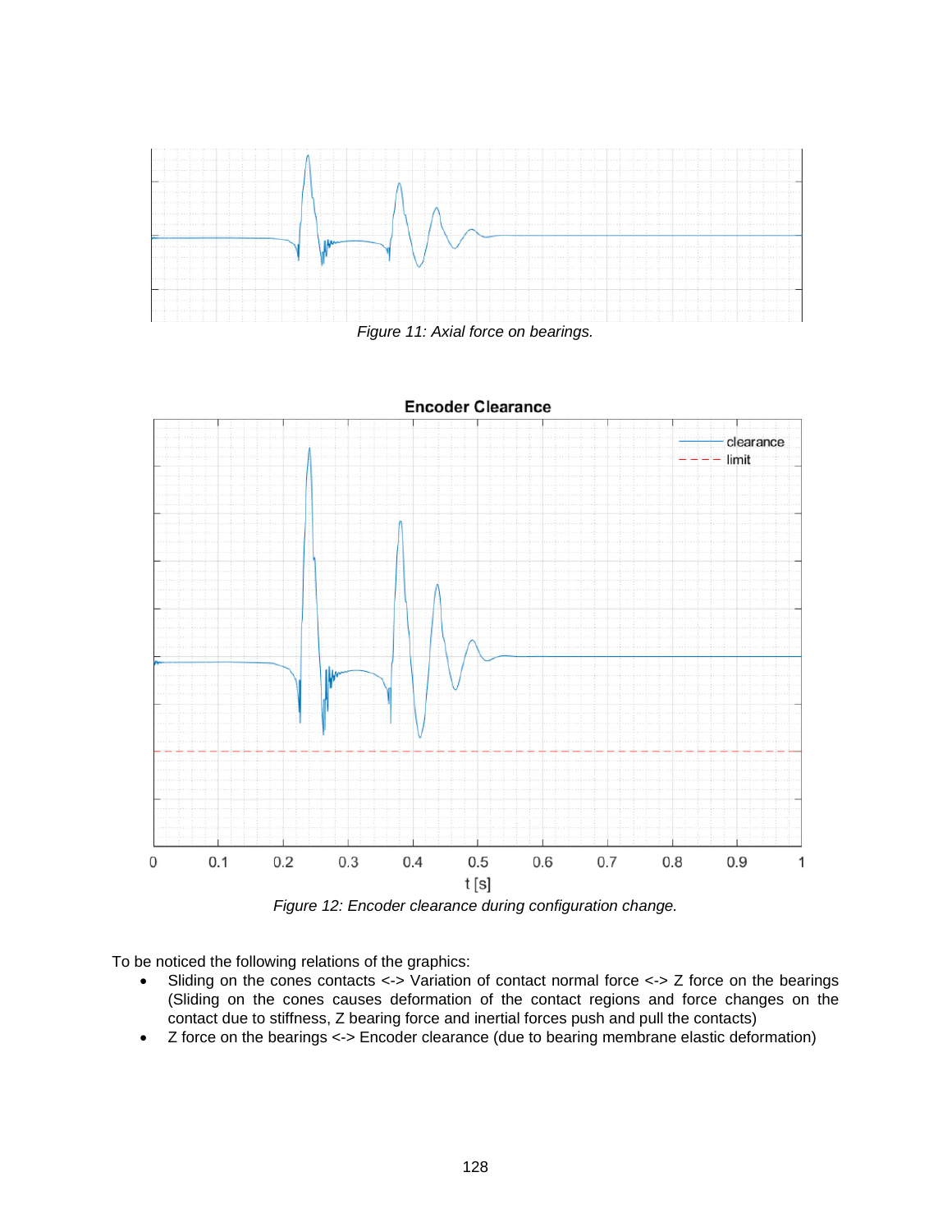Figure 11: Axial force on bearings.

Figure 12: Encoder clearance during configuration change.

To be noticed the following relations of the graphics:

- Sliding on the cones contacts <-> Variation of contact normal force <-> Z force on the bearings (Sliding on the cones causes deformation of the contact regions and force changes on the contact due to stiffness, Z bearing force and inertial forces push and pull the contacts)
- Z force on the bearings <-> Encoder clearance (due to bearing membrane elastic deformation)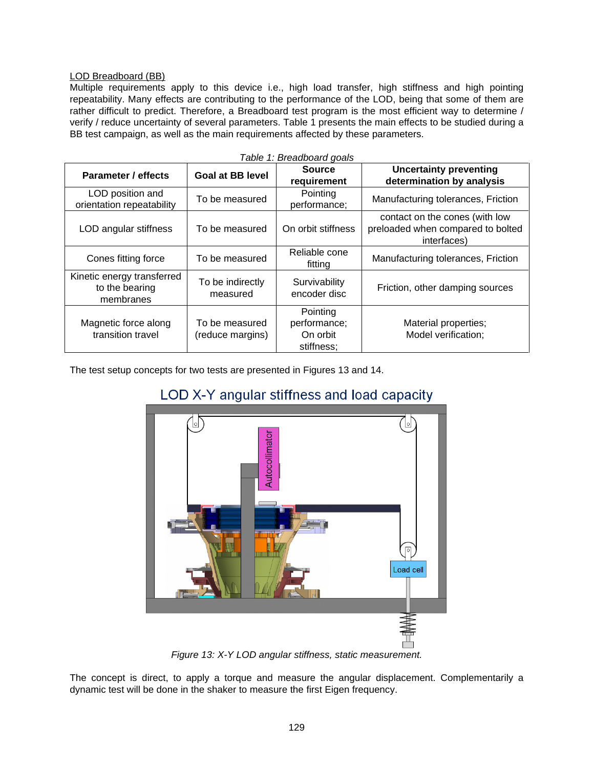LOD Breadboard (BB)

Multiple requirements apply to this device i.e., high load transfer, high stiffness and high pointing repeatability. Many effects are contributing to the performance of the LOD, being that some of them are rather difficult to predict. Therefore, a Breadboard test program is the most efficient way to determine / verify / reduce uncertainty of several parameters. Table 1 presents the main effects to be studied during a BB test campaign, as well as the main requirements affected by these parameters.

*Table 1: Breadboard goals*

| Parameter / effects | Goal at BB level | Source requirement | Uncertainty preventing determination by analysis |
|---|---|---|---|
| LOD position and orientation repeatability | To be measured | Pointing performance; | Manufacturing tolerances, Friction |
| LOD angular stiffness | To be measured | On orbit stiffness | contact on the cones (with low preloaded when compared to bolted interfaces) |
| Cones fitting force | To be measured | Reliable cone fitting | Manufacturing tolerances, Friction |
| Kinetic energy transferred to the bearing membranes | To be indirectly measured | Survivability encoder disc | Friction, other damping sources |
| Magnetic force along transition travel | To be measured (reduce margins) | Pointing performance; On orbit stiffness; | Material properties; Model verification; |

The test setup concepts for two tests are presented in Figures 13 and 14.

LOD X-Y angular stiffness and load capacity

Autocollimator

Load cell

*Figure 13: X-Y LOD angular stiffness, static measurement.*

The concept is direct, to apply a torque and measure the angular displacement. Complementarily a dynamic test will be done in the shaker to measure the first Eigen frequency.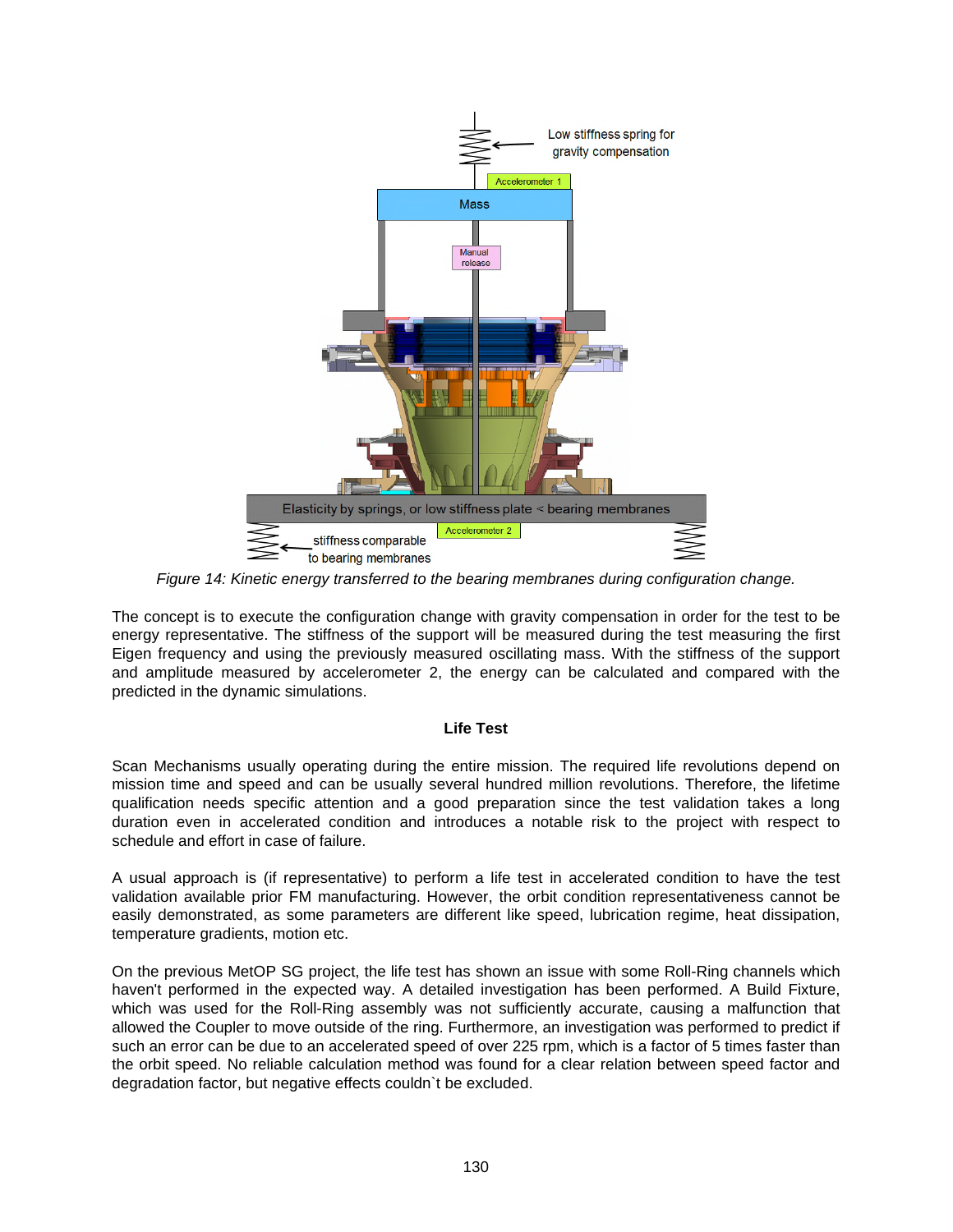Figure 14: Kinetic energy transferred to the bearing membranes during configuration change.

The concept is to execute the configuration change with gravity compensation in order for the test to be energy representative. The stiffness of the support will be measured during the test measuring the first Eigen frequency and using the previously measured oscillating mass. With the stiffness of the support and amplitude measured by accelerometer 2, the energy can be calculated and compared with the predicted in the dynamic simulations.

**Life Test**

Scan Mechanisms usually operating during the entire mission. The required life revolutions depend on mission time and speed and can be usually several hundred million revolutions. Therefore, the lifetime qualification needs specific attention and a good preparation since the test validation takes a long duration even in accelerated condition and introduces a notable risk to the project with respect to schedule and effort in case of failure.

A usual approach is (if representative) to perform a life test in accelerated condition to have the test validation available prior FM manufacturing. However, the orbit condition representativeness cannot be easily demonstrated, as some parameters are different like speed, lubrication regime, heat dissipation, temperature gradients, motion etc.

On the previous MetOP SG project, the life test has shown an issue with some Roll-Ring channels which haven't performed in the expected way. A detailed investigation has been performed. A Build Fixture, which was used for the Roll-Ring assembly was not sufficiently accurate, causing a malfunction that allowed the Coupler to move outside of the ring. Furthermore, an investigation was performed to predict if such an error can be due to an accelerated speed of over 225 rpm, which is a factor of 5 times faster than the orbit speed. No reliable calculation method was found for a clear relation between speed factor and degradation factor, but negative effects couldn`t be excluded.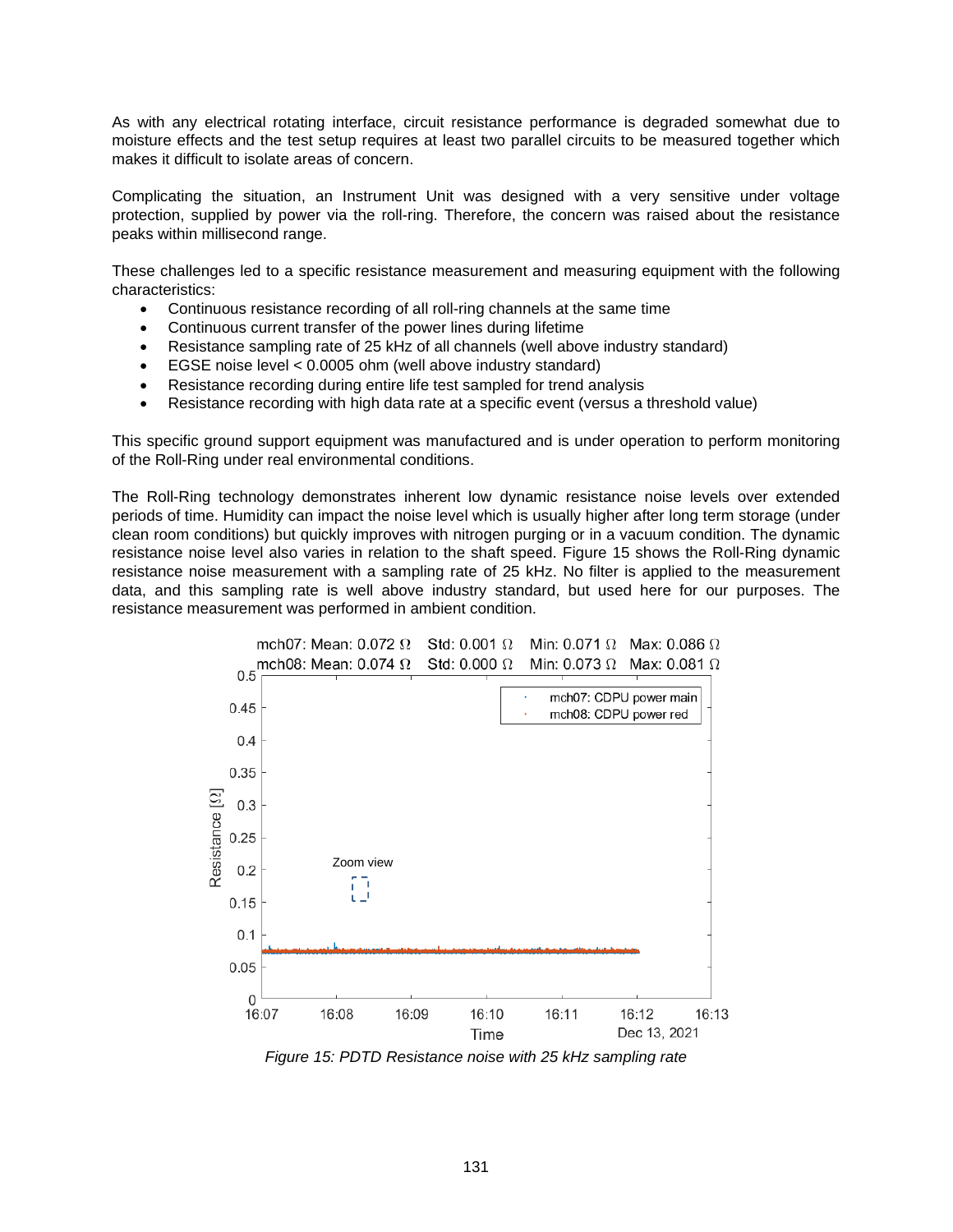As with any electrical rotating interface, circuit resistance performance is degraded somewhat due to moisture effects and the test setup requires at least two parallel circuits to be measured together which makes it difficult to isolate areas of concern.

Complicating the situation, an Instrument Unit was designed with a very sensitive under voltage protection, supplied by power via the roll-ring. Therefore, the concern was raised about the resistance peaks within millisecond range.

These challenges led to a specific resistance measurement and measuring equipment with the following characteristics:

- Continuous resistance recording of all roll-ring channels at the same time
- Continuous current transfer of the power lines during lifetime
- Resistance sampling rate of 25 kHz of all channels (well above industry standard)
- EGSE noise level < 0.0005 ohm (well above industry standard)
- Resistance recording during entire life test sampled for trend analysis
- Resistance recording with high data rate at a specific event (versus a threshold value)

This specific ground support equipment was manufactured and is under operation to perform monitoring of the Roll-Ring under real environmental conditions.

The Roll-Ring technology demonstrates inherent low dynamic resistance noise levels over extended periods of time. Humidity can impact the noise level which is usually higher after long term storage (under clean room conditions) but quickly improves with nitrogen purging or in a vacuum condition. The dynamic resistance noise level also varies in relation to the shaft speed. Figure 15 shows the Roll-Ring dynamic resistance noise measurement with a sampling rate of 25 kHz. No filter is applied to the measurement data, and this sampling rate is well above industry standard, but used here for our purposes. The resistance measurement was performed in ambient condition.

*Figure 15: PDTD Resistance noise with 25 kHz sampling rate*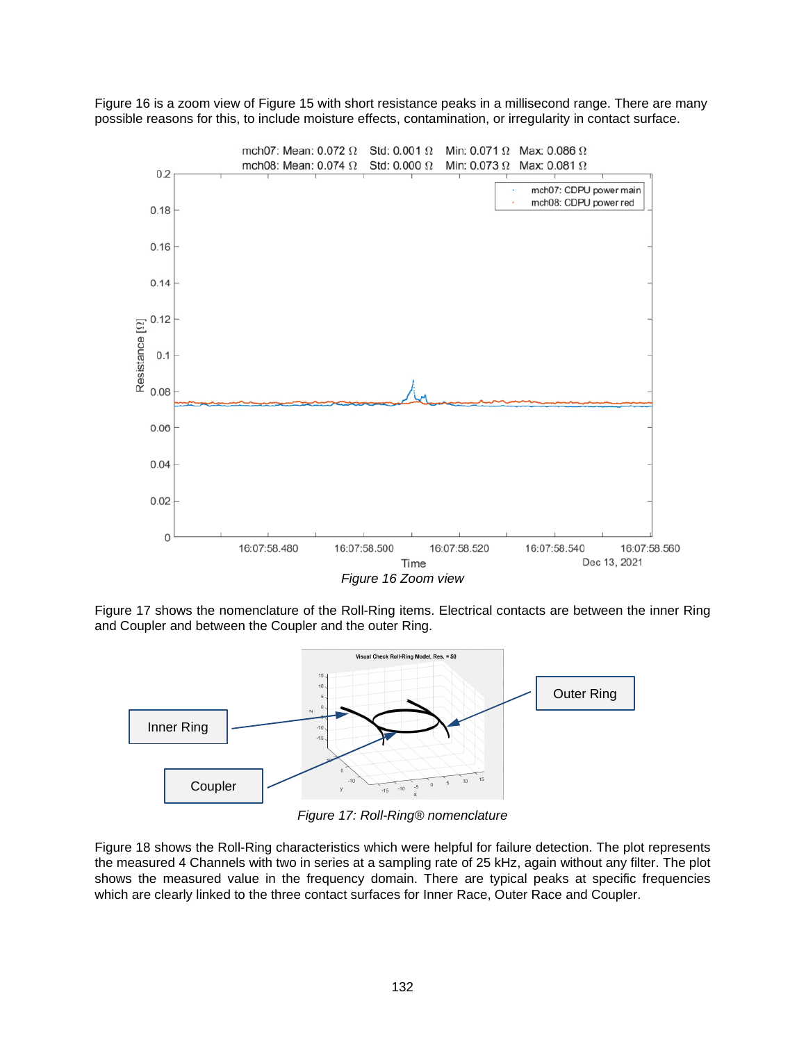Figure 16 is a zoom view of Figure 15 with short resistance peaks in a millisecond range. There are many possible reasons for this, to include moisture effects, contamination, or irregularity in contact surface.

*Figure 16 Zoom view*

Figure 17 shows the nomenclature of the Roll-Ring items. Electrical contacts are between the inner Ring and Coupler and between the Coupler and the outer Ring.

*Figure 17: Roll-Ring® nomenclature*

Figure 18 shows the Roll-Ring characteristics which were helpful for failure detection. The plot represents the measured 4 Channels with two in series at a sampling rate of 25 kHz, again without any filter. The plot shows the measured value in the frequency domain. There are typical peaks at specific frequencies which are clearly linked to the three contact surfaces for Inner Race, Outer Race and Coupler.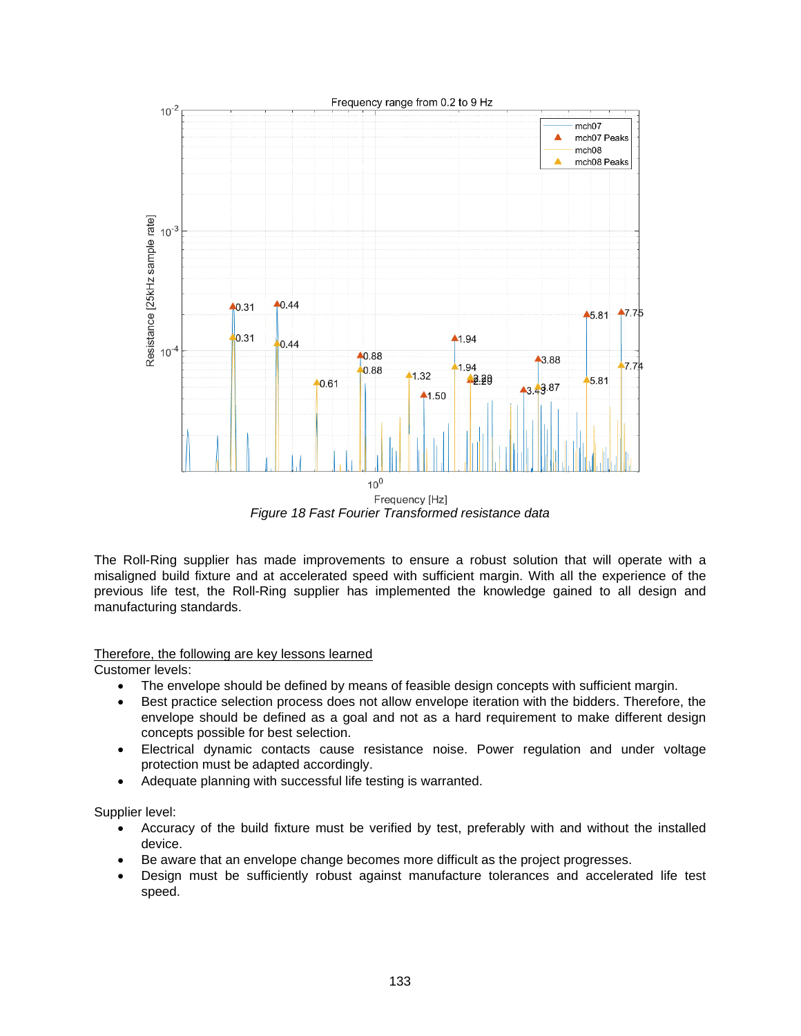Figure 18 Fast Fourier Transformed resistance data

The Roll-Ring supplier has made improvements to ensure a robust solution that will operate with a misaligned build fixture and at accelerated speed with sufficient margin. With all the experience of the previous life test, the Roll-Ring supplier has implemented the knowledge gained to all design and manufacturing standards.

Therefore, the following are key lessons learned

Customer levels:

- The envelope should be defined by means of feasible design concepts with sufficient margin.
- Best practice selection process does not allow envelope iteration with the bidders. Therefore, the envelope should be defined as a goal and not as a hard requirement to make different design concepts possible for best selection.
- Electrical dynamic contacts cause resistance noise. Power regulation and under voltage protection must be adapted accordingly.
- Adequate planning with successful life testing is warranted.

Supplier level:

- Accuracy of the build fixture must be verified by test, preferably with and without the installed device.
- Be aware that an envelope change becomes more difficult as the project progresses.
- Design must be sufficiently robust against manufacture tolerances and accelerated life test speed.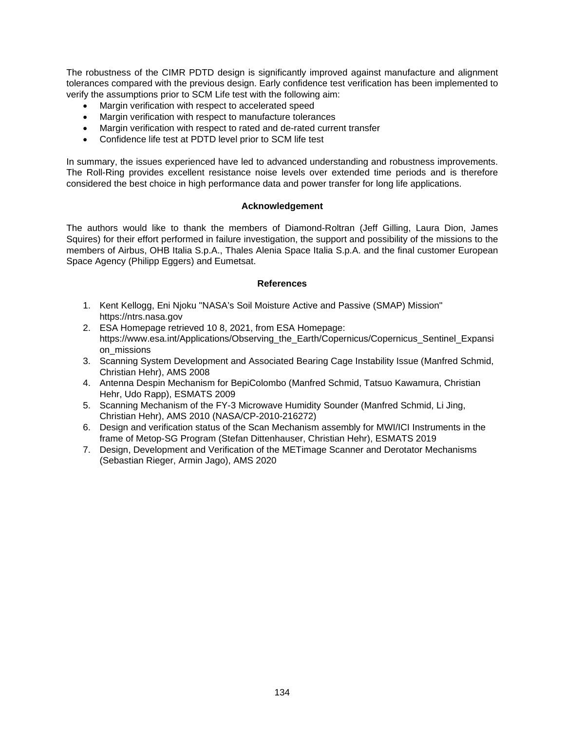The robustness of the CIMR PDTD design is significantly improved against manufacture and alignment tolerances compared with the previous design. Early confidence test verification has been implemented to verify the assumptions prior to SCM Life test with the following aim:

- Margin verification with respect to accelerated speed
- Margin verification with respect to manufacture tolerances
- Margin verification with respect to rated and de-rated current transfer
- Confidence life test at PDTD level prior to SCM life test

In summary, the issues experienced have led to advanced understanding and robustness improvements. The Roll-Ring provides excellent resistance noise levels over extended time periods and is therefore considered the best choice in high performance data and power transfer for long life applications.

## Acknowledgement

The authors would like to thank the members of Diamond-Roltran (Jeff Gilling, Laura Dion, James Squires) for their effort performed in failure investigation, the support and possibility of the missions to the members of Airbus, OHB Italia S.p.A., Thales Alenia Space Italia S.p.A. and the final customer European Space Agency (Philipp Eggers) and Eumetsat.

## References

1. Kent Kellogg, Eni Njoku "NASA's Soil Moisture Active and Passive (SMAP) Mission" https://ntrs.nasa.gov
2. ESA Homepage retrieved 10 8, 2021, from ESA Homepage: https://www.esa.int/Applications/Observing_the_Earth/Copernicus/Copernicus_Sentinel_Expansion_missions
3. Scanning System Development and Associated Bearing Cage Instability Issue (Manfred Schmid, Christian Hehr), AMS 2008
4. Antenna Despin Mechanism for BepiColombo (Manfred Schmid, Tatsuo Kawamura, Christian Hehr, Udo Rapp), ESMATS 2009
5. Scanning Mechanism of the FY-3 Microwave Humidity Sounder (Manfred Schmid, Li Jing, Christian Hehr), AMS 2010 (NASA/CP-2010-216272)
6. Design and verification status of the Scan Mechanism assembly for MWI/ICI Instruments in the frame of Metop-SG Program (Stefan Dittenhauser, Christian Hehr), ESMATS 2019
7. Design, Development and Verification of the METimage Scanner and Derotator Mechanisms (Sebastian Rieger, Armin Jago), AMS 2020